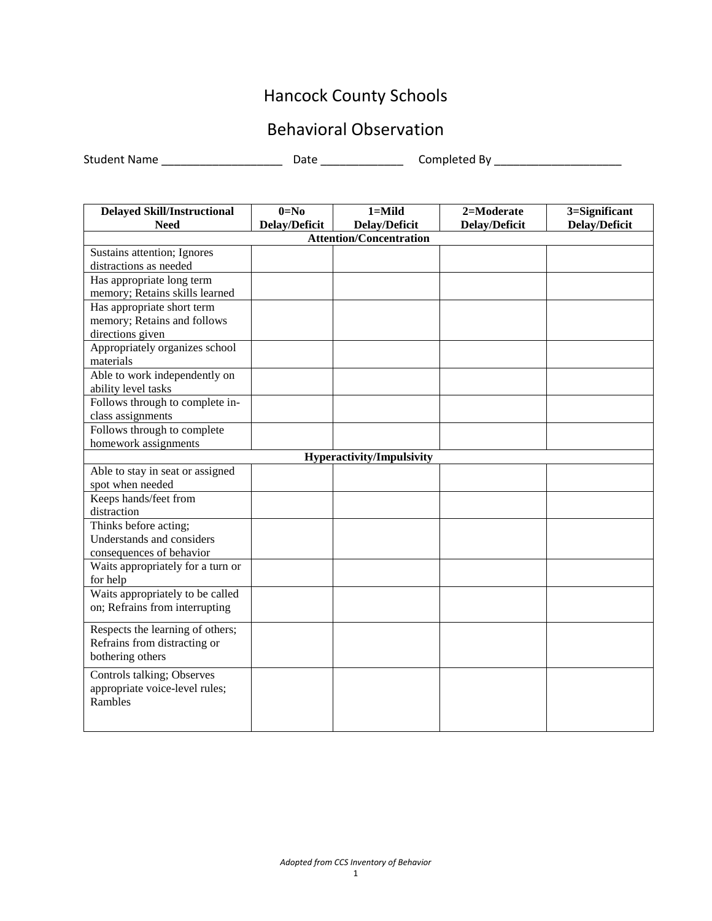# Hancock County Schools

## Behavioral Observation

Student Name ____________________ Date _____________ Completed By ____________________

| Delayed Skill/Instructional Need | 0=No Delay/Deficit | 1=Mild Delay/Deficit | 2=Moderate Delay/Deficit | 3=Significant Delay/Deficit |
|---|---|---|---|---|
| **Attention/Concentration** | | | | |
| Sustains attention; Ignores distractions as needed | | | | |
| Has appropriate long term memory; Retains skills learned | | | | |
| Has appropriate short term memory; Retains and follows directions given | | | | |
| Appropriately organizes school materials | | | | |
| Able to work independently on ability level tasks | | | | |
| Follows through to complete in-class assignments | | | | |
| Follows through to complete homework assignments | | | | |
| **Hyperactivity/Impulsivity** | | | | |
| Able to stay in seat or assigned spot when needed | | | | |
| Keeps hands/feet from distraction | | | | |
| Thinks before acting; Understands and considers consequences of behavior | | | | |
| Waits appropriately for a turn or for help | | | | |
| Waits appropriately to be called on; Refrains from interrupting | | | | |
| Respects the learning of others; Refrains from distracting or bothering others | | | | |
| Controls talking; Observes appropriate voice-level rules; Rambles | | | | |

*Adopted from CCS Inventory of Behavior*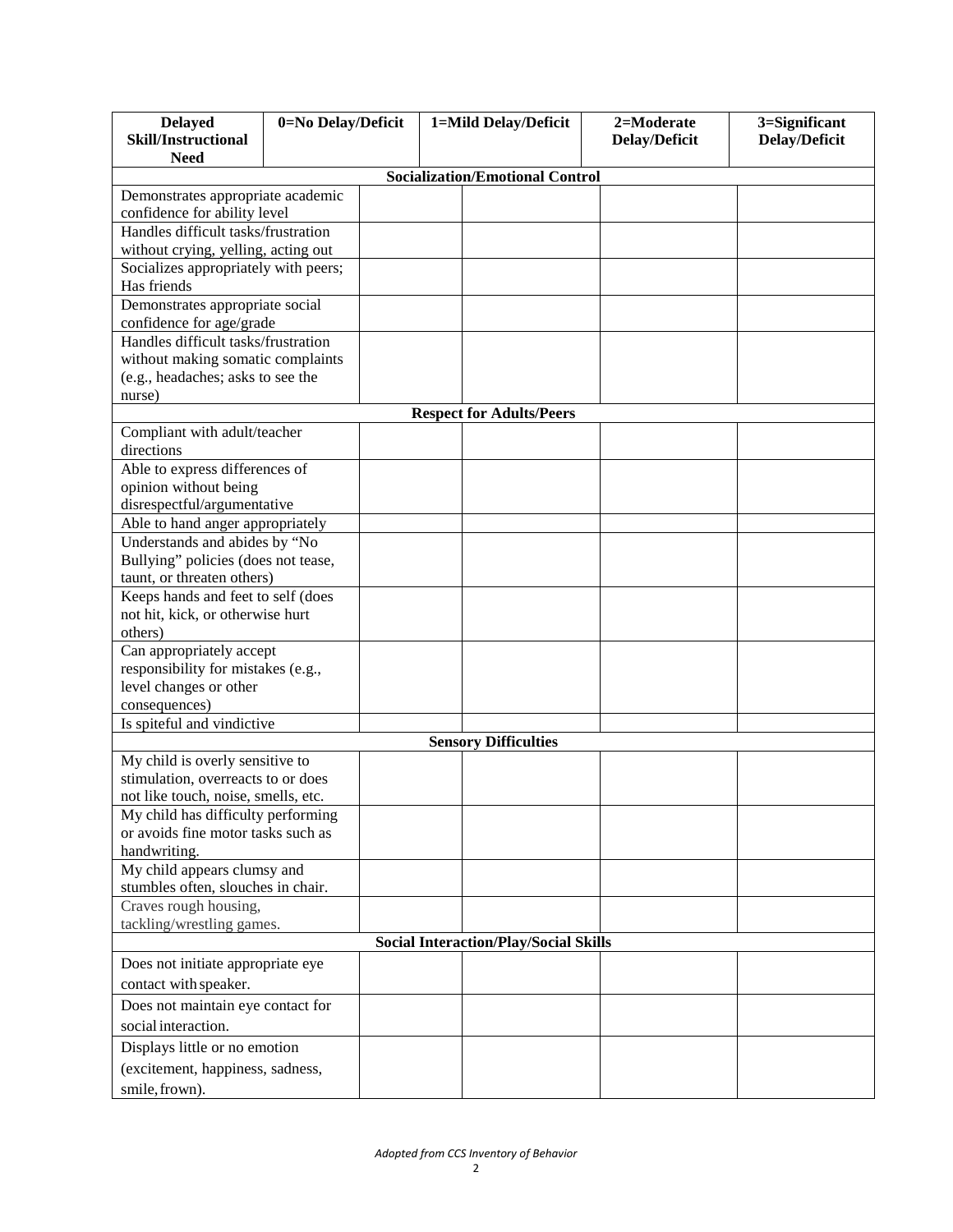| Delayed Skill/Instructional Need | 0=No Delay/Deficit | 1=Mild Delay/Deficit | 2=Moderate Delay/Deficit | 3=Significant Delay/Deficit |
|---|---|---|---|---|
| **Socialization/Emotional Control** | | | | |
| Demonstrates appropriate academic confidence for ability level | | | | |
| Handles difficult tasks/frustration without crying, yelling, acting out | | | | |
| Socializes appropriately with peers; Has friends | | | | |
| Demonstrates appropriate social confidence for age/grade | | | | |
| Handles difficult tasks/frustration without making somatic complaints (e.g., headaches; asks to see the nurse) | | | | |
| **Respect for Adults/Peers** | | | | |
| Compliant with adult/teacher directions | | | | |
| Able to express differences of opinion without being disrespectful/argumentative | | | | |
| Able to hand anger appropriately | | | | |
| Understands and abides by "No Bullying" policies (does not tease, taunt, or threaten others) | | | | |
| Keeps hands and feet to self (does not hit, kick, or otherwise hurt others) | | | | |
| Can appropriately accept responsibility for mistakes (e.g., level changes or other consequences) | | | | |
| Is spiteful and vindictive | | | | |
| **Sensory Difficulties** | | | | |
| My child is overly sensitive to stimulation, overreacts to or does not like touch, noise, smells, etc. | | | | |
| My child has difficulty performing or avoids fine motor tasks such as handwriting. | | | | |
| My child appears clumsy and stumbles often, slouches in chair. | | | | |
| Craves rough housing, tackling/wrestling games. | | | | |
| **Social Interaction/Play/Social Skills** | | | | |
| Does not initiate appropriate eye contact with speaker. | | | | |
| Does not maintain eye contact for social interaction. | | | | |
| Displays little or no emotion (excitement, happiness, sadness, smile, frown). | | | | |

*Adopted from CCS Inventory of Behavior*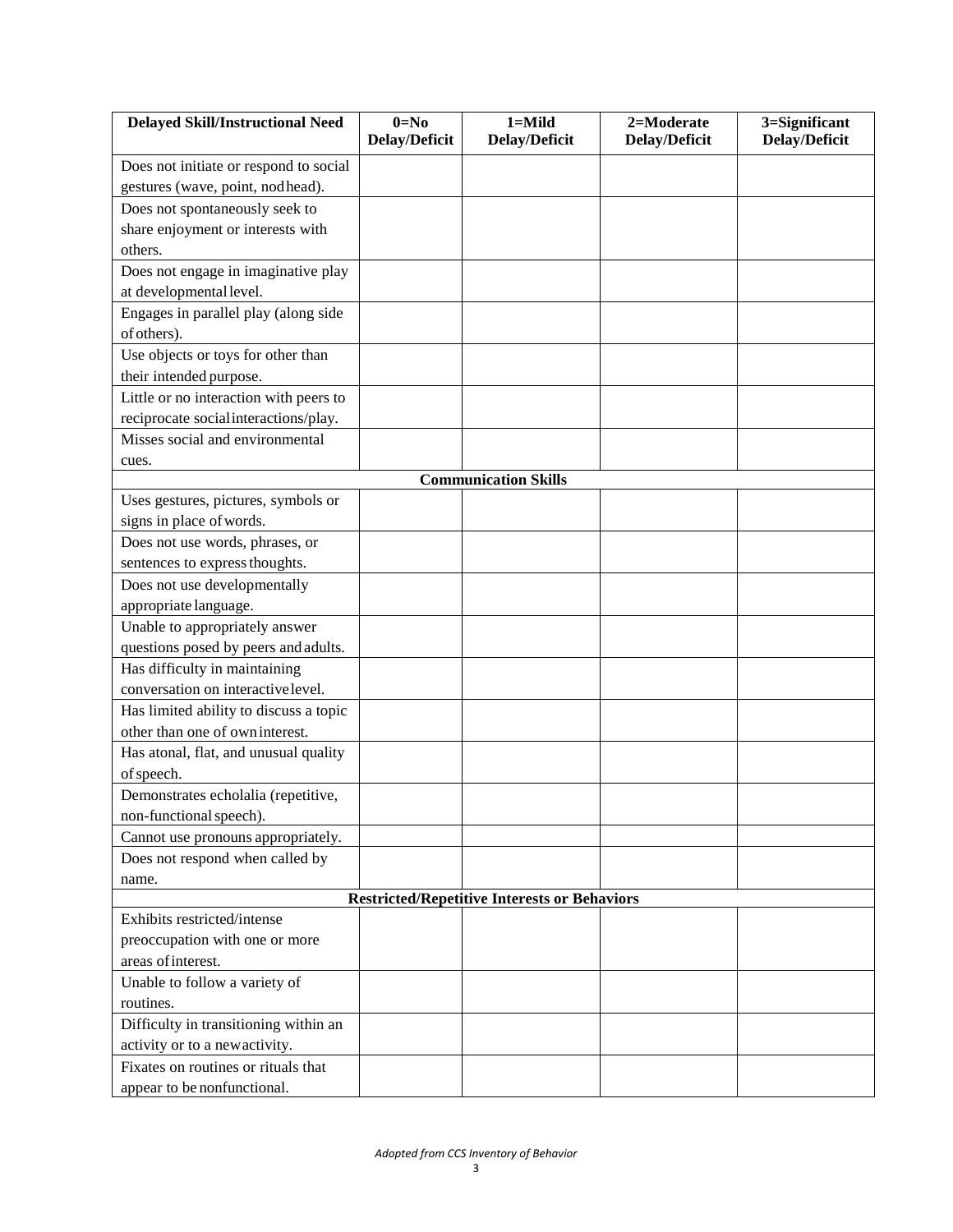| Delayed Skill/Instructional Need | 0=No Delay/Deficit | 1=Mild Delay/Deficit | 2=Moderate Delay/Deficit | 3=Significant Delay/Deficit |
|---|---|---|---|---|
| Does not initiate or respond to social gestures (wave, point, nod head). | | | | |
| Does not spontaneously seek to share enjoyment or interests with others. | | | | |
| Does not engage in imaginative play at developmental level. | | | | |
| Engages in parallel play (along side of others). | | | | |
| Use objects or toys for other than their intended purpose. | | | | |
| Little or no interaction with peers to reciprocate social interactions/play. | | | | |
| Misses social and environmental cues. | | | | |
| **Communication Skills** | | | | |
| Uses gestures, pictures, symbols or signs in place of words. | | | | |
| Does not use words, phrases, or sentences to express thoughts. | | | | |
| Does not use developmentally appropriate language. | | | | |
| Unable to appropriately answer questions posed by peers and adults. | | | | |
| Has difficulty in maintaining conversation on interactive level. | | | | |
| Has limited ability to discuss a topic other than one of own interest. | | | | |
| Has atonal, flat, and unusual quality of speech. | | | | |
| Demonstrates echolalia (repetitive, non-functional speech). | | | | |
| Cannot use pronouns appropriately. | | | | |
| Does not respond when called by name. | | | | |
| **Restricted/Repetitive Interests or Behaviors** | | | | |
| Exhibits restricted/intense preoccupation with one or more areas of interest. | | | | |
| Unable to follow a variety of routines. | | | | |
| Difficulty in transitioning within an activity or to a new activity. | | | | |
| Fixates on routines or rituals that appear to be nonfunctional. | | | | |

*Adopted from CCS Inventory of Behavior*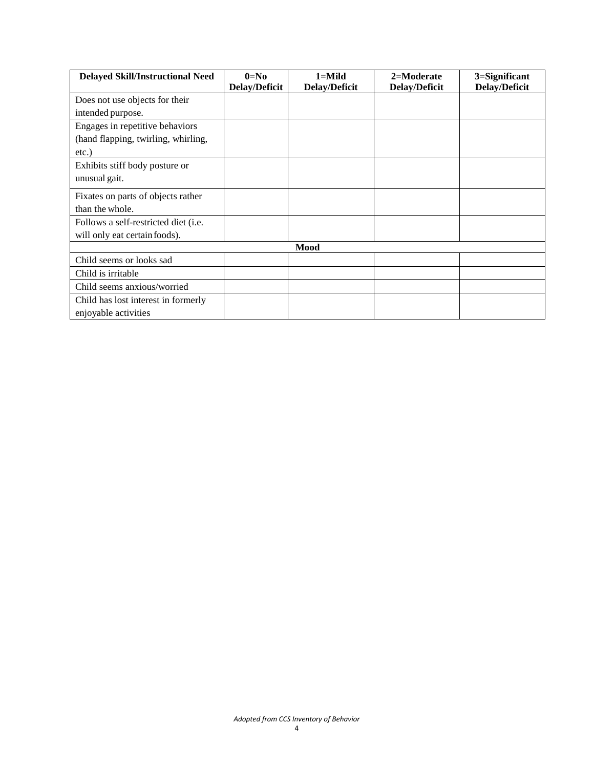| Delayed Skill/Instructional Need | 0=No Delay/Deficit | 1=Mild Delay/Deficit | 2=Moderate Delay/Deficit | 3=Significant Delay/Deficit |
|---|---|---|---|---|
| Does not use objects for their intended purpose. | | | | |
| Engages in repetitive behaviors (hand flapping, twirling, whirling, etc.) | | | | |
| Exhibits stiff body posture or unusual gait. | | | | |
| Fixates on parts of objects rather than the whole. | | | | |
| Follows a self-restricted diet (i.e. will only eat certain foods). | | | | |
| **Mood** | | | | |
| Child seems or looks sad | | | | |
| Child is irritable | | | | |
| Child seems anxious/worried | | | | |
| Child has lost interest in formerly enjoyable activities | | | | |

*Adopted from CCS Inventory of Behavior*